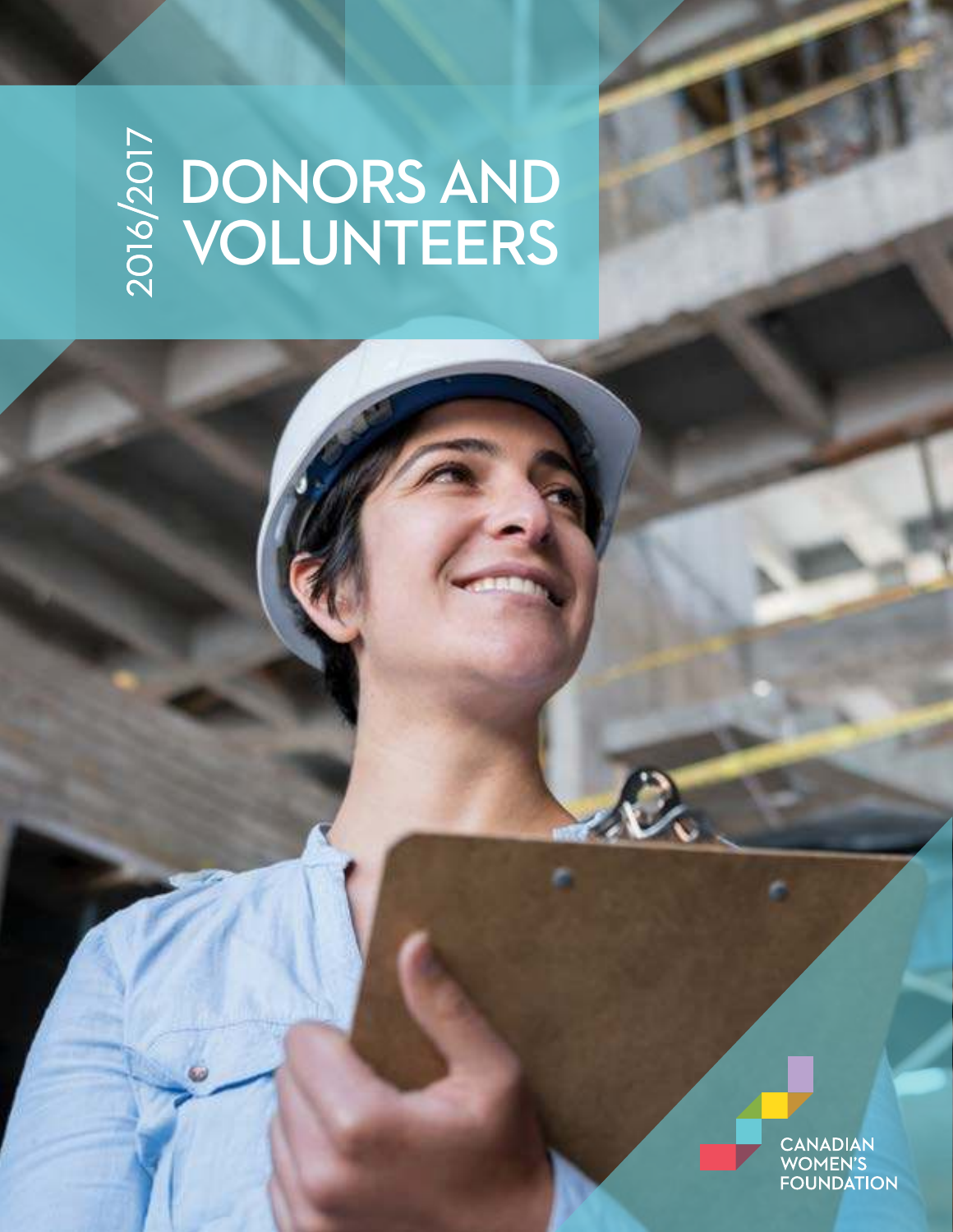2016/2017

# DONORS AND VOLUNTEERS

CANADIAN WOMEN'S FOUNDATION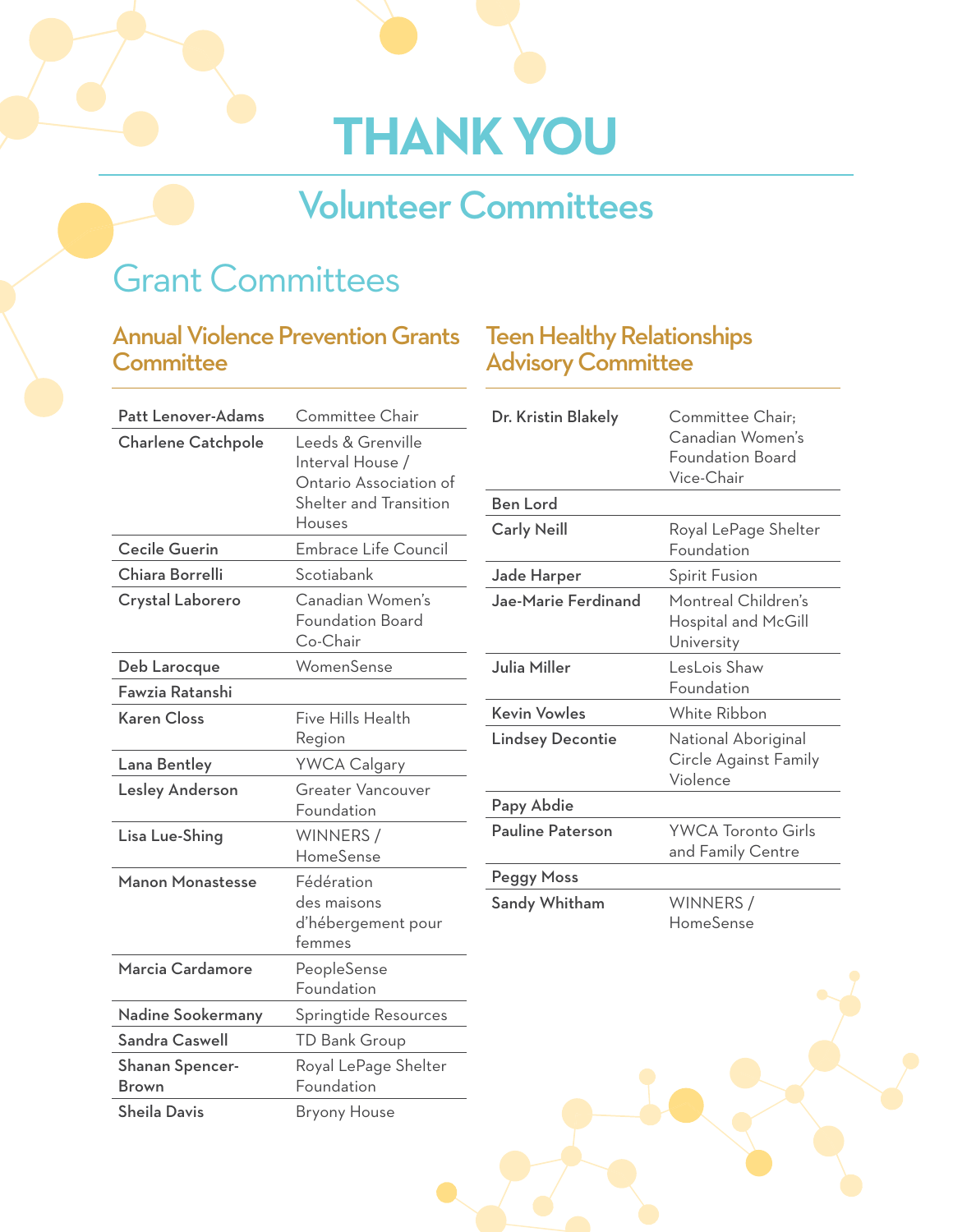# THANK YOU

## Volunteer Committees

## Grant Committees

### Annual Violence Prevention Grants Committee

| | |
|---|---|
| **Patt Lenover-Adams** | Committee Chair |
| **Charlene Catchpole** | Leeds & Grenville Interval House / Ontario Association of Shelter and Transition Houses |
| **Cecile Guerin** | Embrace Life Council |
| **Chiara Borrelli** | Scotiabank |
| **Crystal Laborero** | Canadian Women's Foundation Board Co-Chair |
| **Deb Larocque** | WomenSense |
| **Fawzia Ratanshi** | |
| **Karen Closs** | Five Hills Health Region |
| **Lana Bentley** | YWCA Calgary |
| **Lesley Anderson** | Greater Vancouver Foundation |
| **Lisa Lue-Shing** | WINNERS / HomeSense |
| **Manon Monastesse** | Fédération des maisons d'hébergement pour femmes |
| **Marcia Cardamore** | PeopleSense Foundation |
| **Nadine Sookermany** | Springtide Resources |
| **Sandra Caswell** | TD Bank Group |
| **Shanan Spencer-Brown** | Royal LePage Shelter Foundation |
| **Sheila Davis** | Bryony House |

### Teen Healthy Relationships Advisory Committee

| | |
|---|---|
| **Dr. Kristin Blakely** | Committee Chair; Canadian Women's Foundation Board Vice-Chair |
| **Ben Lord** | |
| **Carly Neill** | Royal LePage Shelter Foundation |
| **Jade Harper** | Spirit Fusion |
| **Jae-Marie Ferdinand** | Montreal Children's Hospital and McGill University |
| **Julia Miller** | LesLois Shaw Foundation |
| **Kevin Vowles** | White Ribbon |
| **Lindsey Decontie** | National Aboriginal Circle Against Family Violence |
| **Papy Abdie** | |
| **Pauline Paterson** | YWCA Toronto Girls and Family Centre |
| **Peggy Moss** | |
| **Sandy Whitham** | WINNERS / HomeSense |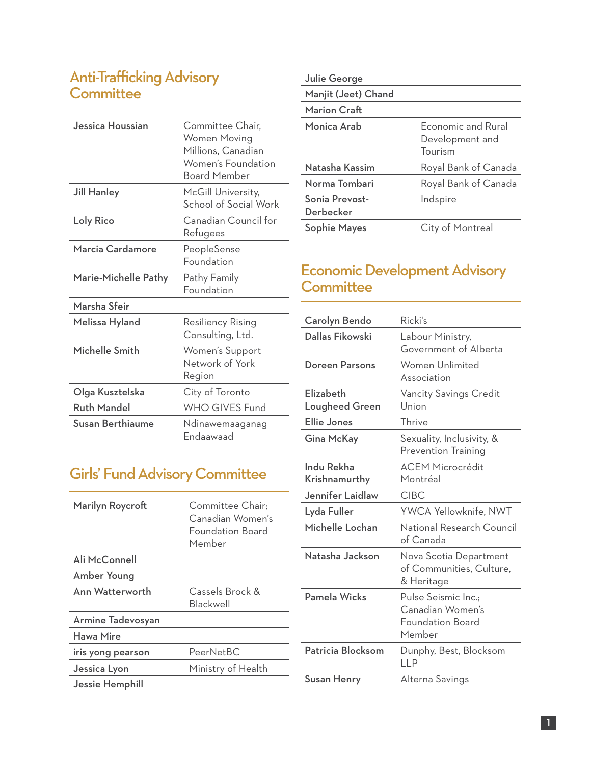## Anti-Trafficking Advisory Committee

| | |
|---|---|
| **Jessica Houssian** | Committee Chair, Women Moving Millions, Canadian Women's Foundation Board Member |
| **Jill Hanley** | McGill University, School of Social Work |
| **Loly Rico** | Canadian Council for Refugees |
| **Marcia Cardamore** | PeopleSense Foundation |
| **Marie-Michelle Pathy** | Pathy Family Foundation |
| **Marsha Sfeir** | |
| **Melissa Hyland** | Resiliency Rising Consulting, Ltd. |
| **Michelle Smith** | Women's Support Network of York Region |
| **Olga Kusztelska** | City of Toronto |
| **Ruth Mandel** | WHO GIVES Fund |
| **Susan Berthiaume** | Ndinawemaaganag Endaawaad |

## Girls' Fund Advisory Committee

| | |
|---|---|
| **Marilyn Roycroft** | Committee Chair; Canadian Women's Foundation Board Member |
| **Ali McConnell** | |
| **Amber Young** | |
| **Ann Watterworth** | Cassels Brock & Blackwell |
| **Armine Tadevosyan** | |
| **Hawa Mire** | |
| **iris yong pearson** | PeerNetBC |
| **Jessica Lyon** | Ministry of Health |
| **Jessie Hemphill** | |
| **Julie George** | |
| **Manjit (Jeet) Chand** | |
| **Marion Craft** | |
| **Monica Arab** | Economic and Rural Development and Tourism |
| **Natasha Kassim** | Royal Bank of Canada |
| **Norma Tombari** | Royal Bank of Canada |
| **Sonia Prevost-Derbecker** | Indspire |
| **Sophie Mayes** | City of Montreal |

## Economic Development Advisory Committee

| | |
|---|---|
| **Carolyn Bendo** | Ricki's |
| **Dallas Fikowski** | Labour Ministry, Government of Alberta |
| **Doreen Parsons** | Women Unlimited Association |
| **Elizabeth Lougheed Green** | Vancity Savings Credit Union |
| **Ellie Jones** | Thrive |
| **Gina McKay** | Sexuality, Inclusivity, & Prevention Training |
| **Indu Rekha Krishnamurthy** | ACEM Microcrédit Montréal |
| **Jennifer Laidlaw** | CIBC |
| **Lyda Fuller** | YWCA Yellowknife, NWT |
| **Michelle Lochan** | National Research Council of Canada |
| **Natasha Jackson** | Nova Scotia Department of Communities, Culture, & Heritage |
| **Pamela Wicks** | Pulse Seismic Inc.; Canadian Women's Foundation Board Member |
| **Patricia Blocksom** | Dunphy, Best, Blocksom LLP |
| **Susan Henry** | Alterna Savings |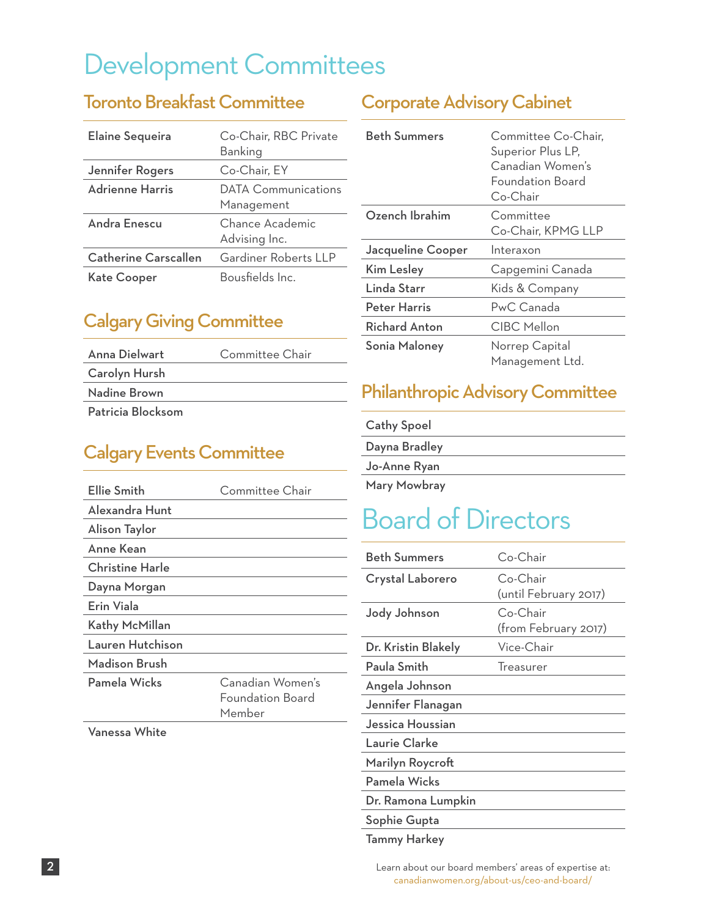# Development Committees

## Toronto Breakfast Committee

| | |
|---|---|
| Elaine Sequeira | Co-Chair, RBC Private Banking |
| Jennifer Rogers | Co-Chair, EY |
| Adrienne Harris | DATA Communications Management |
| Andra Enescu | Chance Academic Advising Inc. |
| Catherine Carscallen | Gardiner Roberts LLP |
| Kate Cooper | Bousfields Inc. |

## Calgary Giving Committee

| | |
|---|---|
| Anna Dielwart | Committee Chair |
| Carolyn Hursh | |
| Nadine Brown | |
| Patricia Blocksom | |

## Calgary Events Committee

| | |
|---|---|
| Ellie Smith | Committee Chair |
| Alexandra Hunt | |
| Alison Taylor | |
| Anne Kean | |
| Christine Harle | |
| Dayna Morgan | |
| Erin Viala | |
| Kathy McMillan | |
| Lauren Hutchison | |
| Madison Brush | |
| Pamela Wicks | Canadian Women's Foundation Board Member |
| Vanessa White | |

## Corporate Advisory Cabinet

| | |
|---|---|
| Beth Summers | Committee Co-Chair, Superior Plus LP, Canadian Women's Foundation Board Co-Chair |
| Ozench Ibrahim | Committee Co-Chair, KPMG LLP |
| Jacqueline Cooper | Interaxon |
| Kim Lesley | Capgemini Canada |
| Linda Starr | Kids & Company |
| Peter Harris | PwC Canada |
| Richard Anton | CIBC Mellon |
| Sonia Maloney | Norrep Capital Management Ltd. |

## Philanthropic Advisory Committee

- Cathy Spoel
- Dayna Bradley
- Jo-Anne Ryan
- Mary Mowbray

# Board of Directors

| | |
|---|---|
| Beth Summers | Co-Chair |
| Crystal Laborero | Co-Chair (until February 2017) |
| Jody Johnson | Co-Chair (from February 2017) |
| Dr. Kristin Blakely | Vice-Chair |
| Paula Smith | Treasurer |
| Angela Johnson | |
| Jennifer Flanagan | |
| Jessica Houssian | |
| Laurie Clarke | |
| Marilyn Roycroft | |
| Pamela Wicks | |
| Dr. Ramona Lumpkin | |
| Sophie Gupta | |
| Tammy Harkey | |

Learn about our board members' areas of expertise at: canadianwomen.org/about-us/ceo-and-board/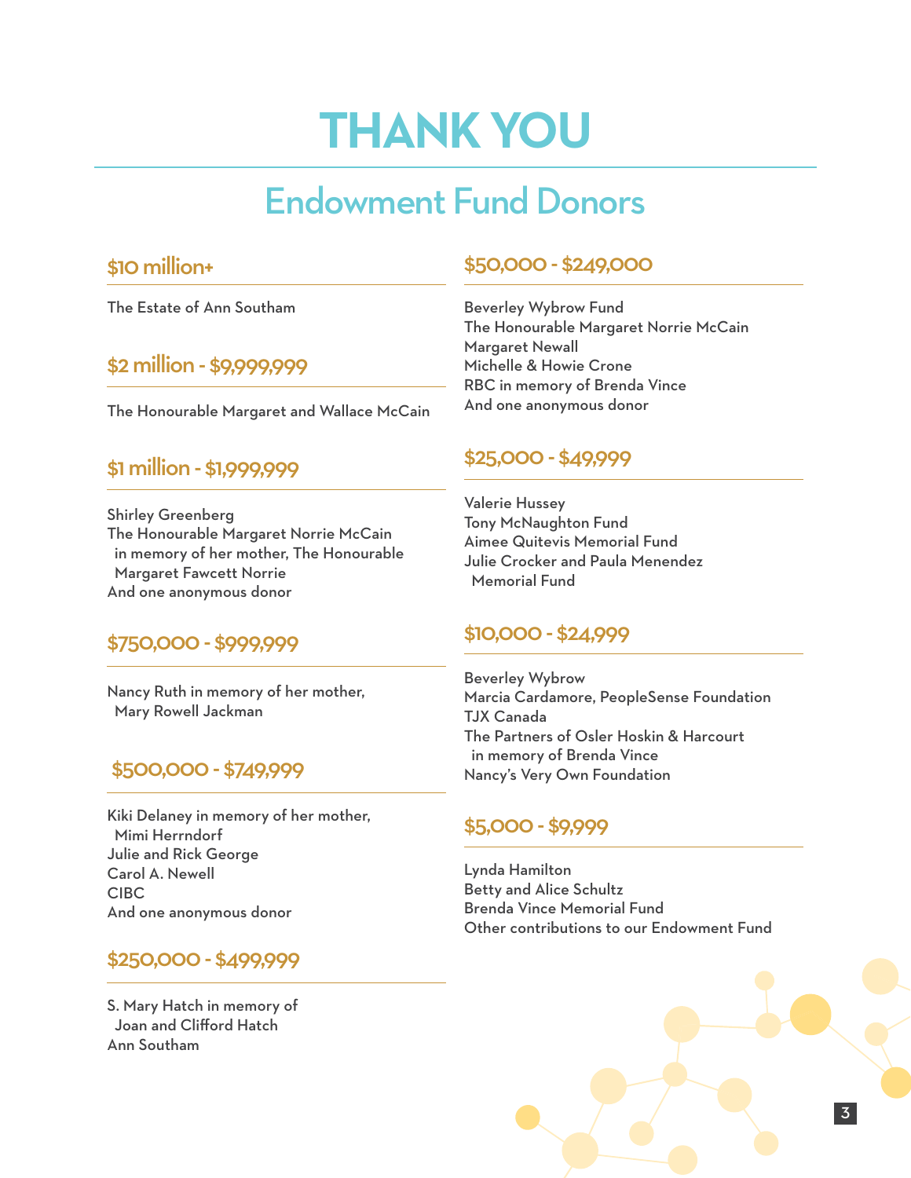# THANK YOU

## Endowment Fund Donors

### $10 million+

The Estate of Ann Southam

### $2 million - $9,999,999

The Honourable Margaret and Wallace McCain

### $1 million - $1,999,999

Shirley Greenberg
The Honourable Margaret Norrie McCain in memory of her mother, The Honourable Margaret Fawcett Norrie
And one anonymous donor

### $750,000 - $999,999

Nancy Ruth in memory of her mother, Mary Rowell Jackman

### $500,000 - $749,999

Kiki Delaney in memory of her mother, Mimi Herrndorf
Julie and Rick George
Carol A. Newell
CIBC
And one anonymous donor

### $250,000 - $499,999

S. Mary Hatch in memory of Joan and Clifford Hatch
Ann Southam

### $50,000 - $249,000

Beverley Wybrow Fund
The Honourable Margaret Norrie McCain
Margaret Newall
Michelle & Howie Crone
RBC in memory of Brenda Vince
And one anonymous donor

### $25,000 - $49,999

Valerie Hussey
Tony McNaughton Fund
Aimee Quitevis Memorial Fund
Julie Crocker and Paula Menendez Memorial Fund

### $10,000 - $24,999

Beverley Wybrow
Marcia Cardamore, PeopleSense Foundation
TJX Canada
The Partners of Osler Hoskin & Harcourt in memory of Brenda Vince
Nancy's Very Own Foundation

### $5,000 - $9,999

Lynda Hamilton
Betty and Alice Schultz
Brenda Vince Memorial Fund
Other contributions to our Endowment Fund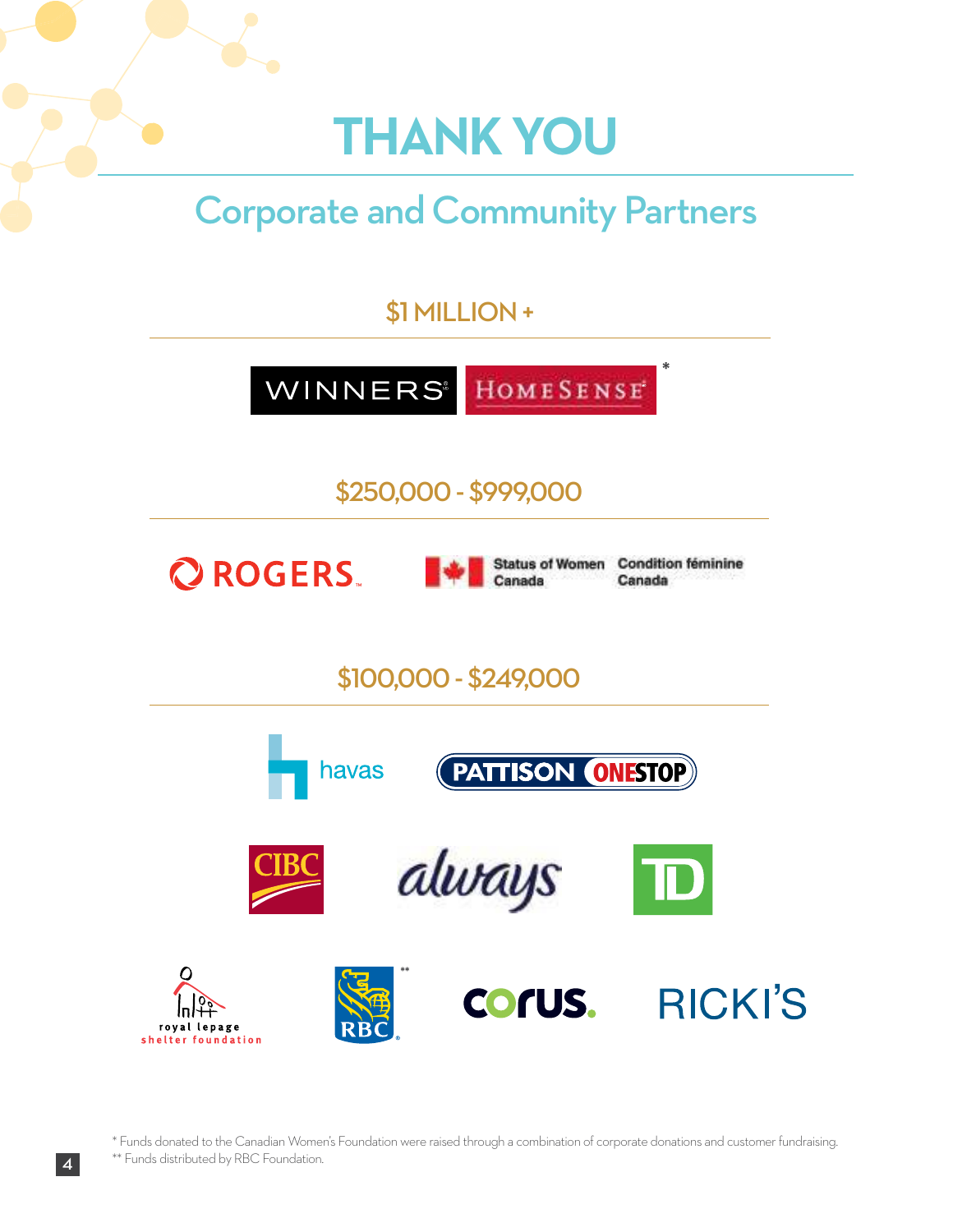# THANK YOU

## Corporate and Community Partners

### $1 MILLION +

WINNERS HOMESENSE *

### $250,000 - $999,000

ROGERS

Status of Women Canada / Condition féminine Canada

### $100,000 - $249,000

havas

PATTISON ONESTOP

CIBC

always

TD

royal lepage shelter foundation

RBC **

corus.

RICKI'S

* Funds donated to the Canadian Women's Foundation were raised through a combination of corporate donations and customer fundraising.
** Funds distributed by RBC Foundation.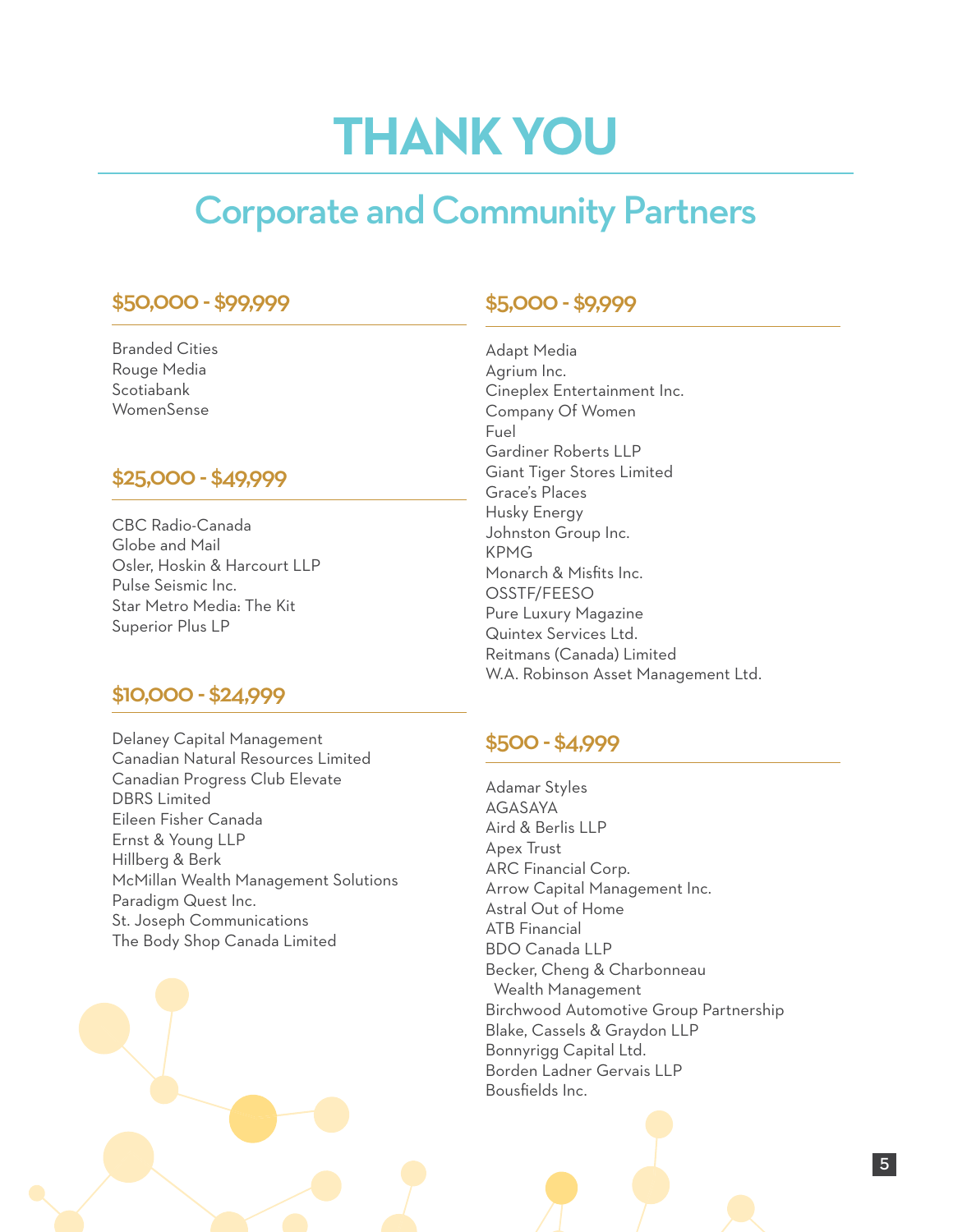# THANK YOU

## Corporate and Community Partners

### $50,000 - $99,999

Branded Cities
Rouge Media
Scotiabank
WomenSense

### $25,000 - $49,999

CBC Radio-Canada
Globe and Mail
Osler, Hoskin & Harcourt LLP
Pulse Seismic Inc.
Star Metro Media: The Kit
Superior Plus LP

### $10,000 - $24,999

Delaney Capital Management
Canadian Natural Resources Limited
Canadian Progress Club Elevate
DBRS Limited
Eileen Fisher Canada
Ernst & Young LLP
Hillberg & Berk
McMillan Wealth Management Solutions
Paradigm Quest Inc.
St. Joseph Communications
The Body Shop Canada Limited

### $5,000 - $9,999

Adapt Media
Agrium Inc.
Cineplex Entertainment Inc.
Company Of Women
Fuel
Gardiner Roberts LLP
Giant Tiger Stores Limited
Grace's Places
Husky Energy
Johnston Group Inc.
KPMG
Monarch & Misfits Inc.
OSSTF/FEESO
Pure Luxury Magazine
Quintex Services Ltd.
Reitmans (Canada) Limited
W.A. Robinson Asset Management Ltd.

### $500 - $4,999

Adamar Styles
AGASAYA
Aird & Berlis LLP
Apex Trust
ARC Financial Corp.
Arrow Capital Management Inc.
Astral Out of Home
ATB Financial
BDO Canada LLP
Becker, Cheng & Charbonneau Wealth Management
Birchwood Automotive Group Partnership
Blake, Cassels & Graydon LLP
Bonnyrigg Capital Ltd.
Borden Ladner Gervais LLP
Bousfields Inc.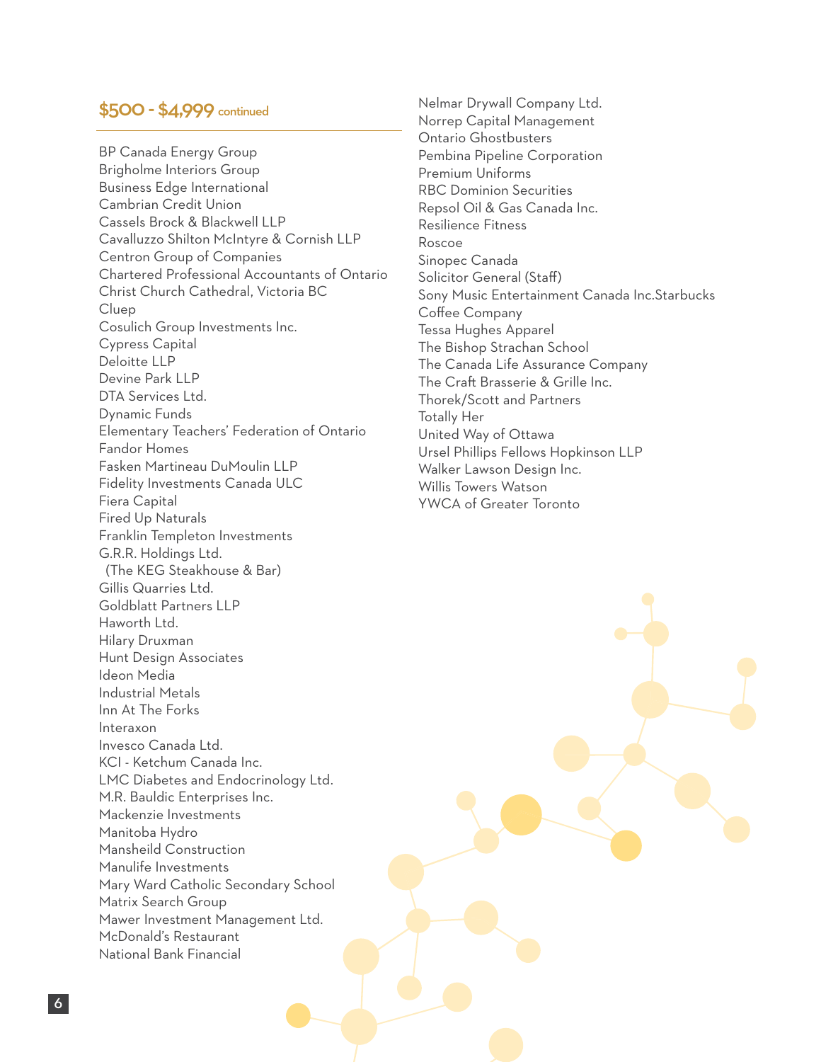## $500 - $4,999 continued

BP Canada Energy Group
Brigholme Interiors Group
Business Edge International
Cambrian Credit Union
Cassels Brock & Blackwell LLP
Cavalluzzo Shilton McIntyre & Cornish LLP
Centron Group of Companies
Chartered Professional Accountants of Ontario
Christ Church Cathedral, Victoria BC
Cluep
Cosulich Group Investments Inc.
Cypress Capital
Deloitte LLP
Devine Park LLP
DTA Services Ltd.
Dynamic Funds
Elementary Teachers' Federation of Ontario
Fandor Homes
Fasken Martineau DuMoulin LLP
Fidelity Investments Canada ULC
Fiera Capital
Fired Up Naturals
Franklin Templeton Investments
G.R.R. Holdings Ltd.
 (The KEG Steakhouse & Bar)
Gillis Quarries Ltd.
Goldblatt Partners LLP
Haworth Ltd.
Hilary Druxman
Hunt Design Associates
Ideon Media
Industrial Metals
Inn At The Forks
Interaxon
Invesco Canada Ltd.
KCI - Ketchum Canada Inc.
LMC Diabetes and Endocrinology Ltd.
M.R. Bauldic Enterprises Inc.
Mackenzie Investments
Manitoba Hydro
Mansheild Construction
Manulife Investments
Mary Ward Catholic Secondary School
Matrix Search Group
Mawer Investment Management Ltd.
McDonald's Restaurant
National Bank Financial
Nelmar Drywall Company Ltd.
Norrep Capital Management
Ontario Ghostbusters
Pembina Pipeline Corporation
Premium Uniforms
RBC Dominion Securities
Repsol Oil & Gas Canada Inc.
Resilience Fitness
Roscoe
Sinopec Canada
Solicitor General (Staff)
Sony Music Entertainment Canada Inc.Starbucks
Coffee Company
Tessa Hughes Apparel
The Bishop Strachan School
The Canada Life Assurance Company
The Craft Brasserie & Grille Inc.
Thorek/Scott and Partners
Totally Her
United Way of Ottawa
Ursel Phillips Fellows Hopkinson LLP
Walker Lawson Design Inc.
Willis Towers Watson
YWCA of Greater Toronto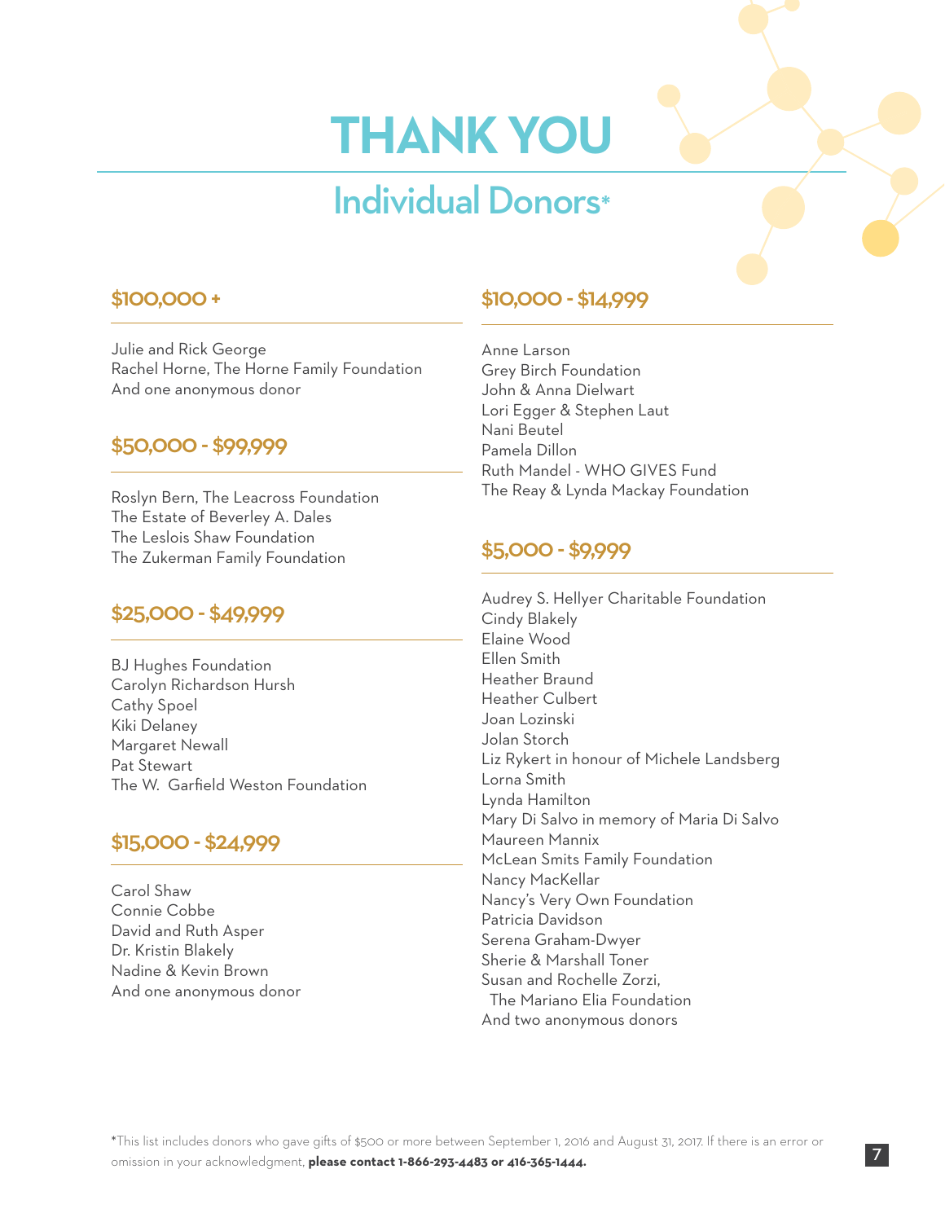# THANK YOU

## Individual Donors*

### $100,000 +

Julie and Rick George
Rachel Horne, The Horne Family Foundation
And one anonymous donor

### $50,000 - $99,999

Roslyn Bern, The Leacross Foundation
The Estate of Beverley A. Dales
The Leslois Shaw Foundation
The Zukerman Family Foundation

### $25,000 - $49,999

BJ Hughes Foundation
Carolyn Richardson Hursh
Cathy Spoel
Kiki Delaney
Margaret Newall
Pat Stewart
The W. Garfield Weston Foundation

### $15,000 - $24,999

Carol Shaw
Connie Cobbe
David and Ruth Asper
Dr. Kristin Blakely
Nadine & Kevin Brown
And one anonymous donor

### $10,000 - $14,999

Anne Larson
Grey Birch Foundation
John & Anna Dielwart
Lori Egger & Stephen Laut
Nani Beutel
Pamela Dillon
Ruth Mandel - WHO GIVES Fund
The Reay & Lynda Mackay Foundation

### $5,000 - $9,999

Audrey S. Hellyer Charitable Foundation
Cindy Blakely
Elaine Wood
Ellen Smith
Heather Braund
Heather Culbert
Joan Lozinski
Jolan Storch
Liz Rykert in honour of Michele Landsberg
Lorna Smith
Lynda Hamilton
Mary Di Salvo in memory of Maria Di Salvo
Maureen Mannix
McLean Smits Family Foundation
Nancy MacKellar
Nancy's Very Own Foundation
Patricia Davidson
Serena Graham-Dwyer
Sherie & Marshall Toner
Susan and Rochelle Zorzi,
The Mariano Elia Foundation
And two anonymous donors

*This list includes donors who gave gifts of $500 or more between September 1, 2016 and August 31, 2017. If there is an error or omission in your acknowledgment, **please contact 1-866-293-4483 or 416-365-1444.**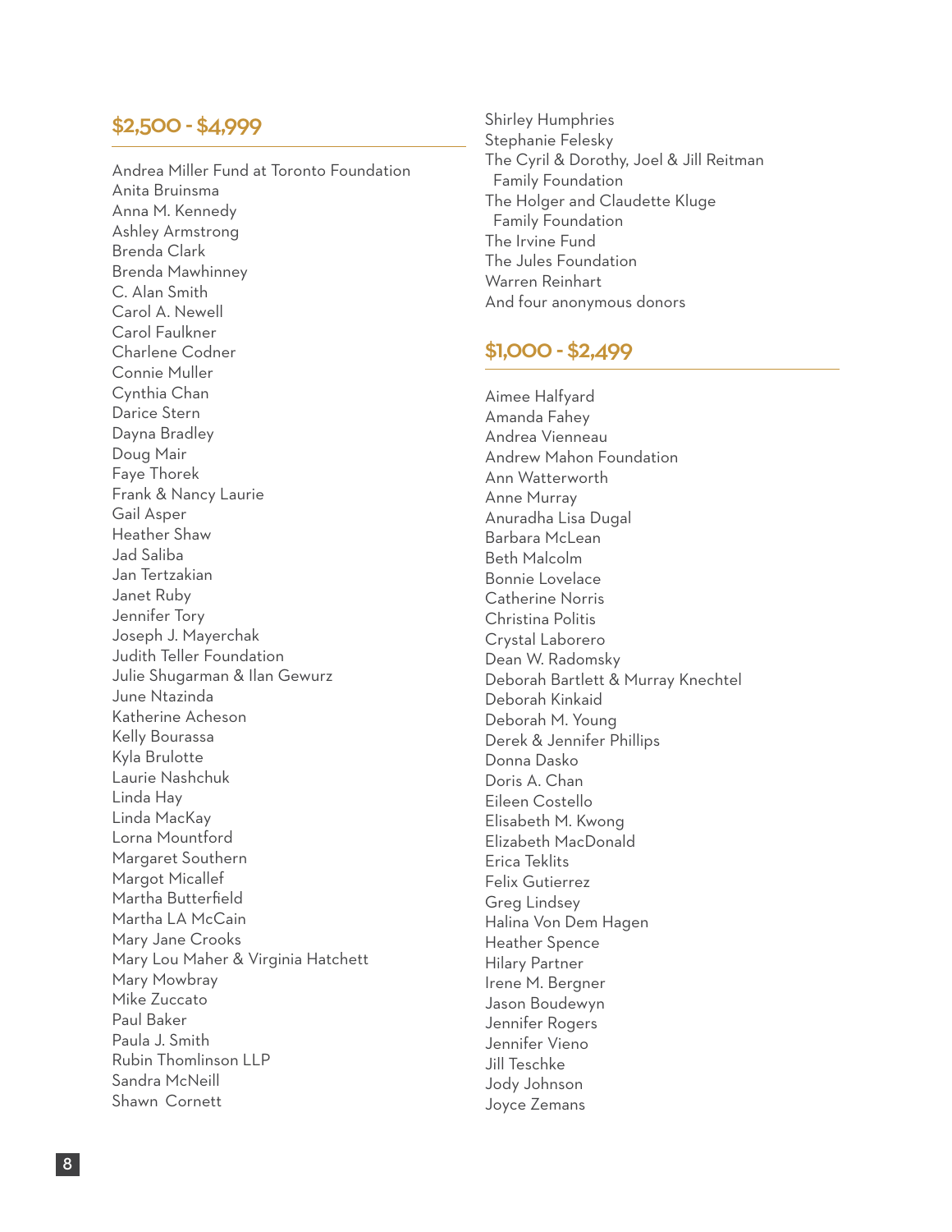## $2,500 - $4,999

Andrea Miller Fund at Toronto Foundation
Anita Bruinsma
Anna M. Kennedy
Ashley Armstrong
Brenda Clark
Brenda Mawhinney
C. Alan Smith
Carol A. Newell
Carol Faulkner
Charlene Codner
Connie Muller
Cynthia Chan
Darice Stern
Dayna Bradley
Doug Mair
Faye Thorek
Frank & Nancy Laurie
Gail Asper
Heather Shaw
Jad Saliba
Jan Tertzakian
Janet Ruby
Jennifer Tory
Joseph J. Mayerchak
Judith Teller Foundation
Julie Shugarman & Ilan Gewurz
June Ntazinda
Katherine Acheson
Kelly Bourassa
Kyla Brulotte
Laurie Nashchuk
Linda Hay
Linda MacKay
Lorna Mountford
Margaret Southern
Margot Micallef
Martha Butterfield
Martha LA McCain
Mary Jane Crooks
Mary Lou Maher & Virginia Hatchett
Mary Mowbray
Mike Zuccato
Paul Baker
Paula J. Smith
Rubin Thomlinson LLP
Sandra McNeill
Shawn Cornett
Shirley Humphries
Stephanie Felesky
The Cyril & Dorothy, Joel & Jill Reitman Family Foundation
The Holger and Claudette Kluge Family Foundation
The Irvine Fund
The Jules Foundation
Warren Reinhart
And four anonymous donors

## $1,000 - $2,499

Aimee Halfyard
Amanda Fahey
Andrea Vienneau
Andrew Mahon Foundation
Ann Watterworth
Anne Murray
Anuradha Lisa Dugal
Barbara McLean
Beth Malcolm
Bonnie Lovelace
Catherine Norris
Christina Politis
Crystal Laborero
Dean W. Radomsky
Deborah Bartlett & Murray Knechtel
Deborah Kinkaid
Deborah M. Young
Derek & Jennifer Phillips
Donna Dasko
Doris A. Chan
Eileen Costello
Elisabeth M. Kwong
Elizabeth MacDonald
Erica Teklits
Felix Gutierrez
Greg Lindsey
Halina Von Dem Hagen
Heather Spence
Hilary Partner
Irene M. Bergner
Jason Boudewyn
Jennifer Rogers
Jennifer Vieno
Jill Teschke
Jody Johnson
Joyce Zemans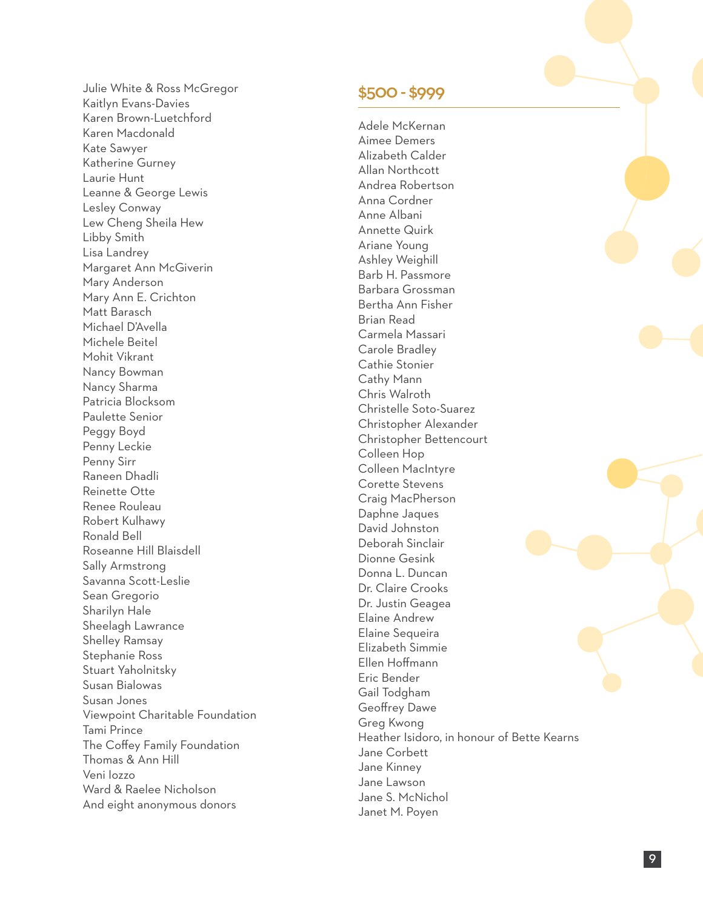Julie White & Ross McGregor
Kaitlyn Evans-Davies
Karen Brown-Luetchford
Karen Macdonald
Kate Sawyer
Katherine Gurney
Laurie Hunt
Leanne & George Lewis
Lesley Conway
Lew Cheng Sheila Hew
Libby Smith
Lisa Landrey
Margaret Ann McGiverin
Mary Anderson
Mary Ann E. Crichton
Matt Barasch
Michael D'Avella
Michele Beitel
Mohit Vikrant
Nancy Bowman
Nancy Sharma
Patricia Blocksom
Paulette Senior
Peggy Boyd
Penny Leckie
Penny Sirr
Raneen Dhadli
Reinette Otte
Renee Rouleau
Robert Kulhawy
Ronald Bell
Roseanne Hill Blaisdell
Sally Armstrong
Savanna Scott-Leslie
Sean Gregorio
Sharilyn Hale
Sheelagh Lawrance
Shelley Ramsay
Stephanie Ross
Stuart Yaholnitsky
Susan Bialowas
Susan Jones
Viewpoint Charitable Foundation
Tami Prince
The Coffey Family Foundation
Thomas & Ann Hill
Veni Iozzo
Ward & Raelee Nicholson
And eight anonymous donors

## $500 - $999

Adele McKernan
Aimee Demers
Alizabeth Calder
Allan Northcott
Andrea Robertson
Anna Cordner
Anne Albani
Annette Quirk
Ariane Young
Ashley Weighill
Barb H. Passmore
Barbara Grossman
Bertha Ann Fisher
Brian Read
Carmela Massari
Carole Bradley
Cathie Stonier
Cathy Mann
Chris Walroth
Christelle Soto-Suarez
Christopher Alexander
Christopher Bettencourt
Colleen Hop
Colleen MacIntyre
Corette Stevens
Craig MacPherson
Daphne Jaques
David Johnston
Deborah Sinclair
Dionne Gesink
Donna L. Duncan
Dr. Claire Crooks
Dr. Justin Geagea
Elaine Andrew
Elaine Sequeira
Elizabeth Simmie
Ellen Hoffmann
Eric Bender
Gail Todgham
Geoffrey Dawe
Greg Kwong
Heather Isidoro, in honour of Bette Kearns
Jane Corbett
Jane Kinney
Jane Lawson
Jane S. McNichol
Janet M. Poyen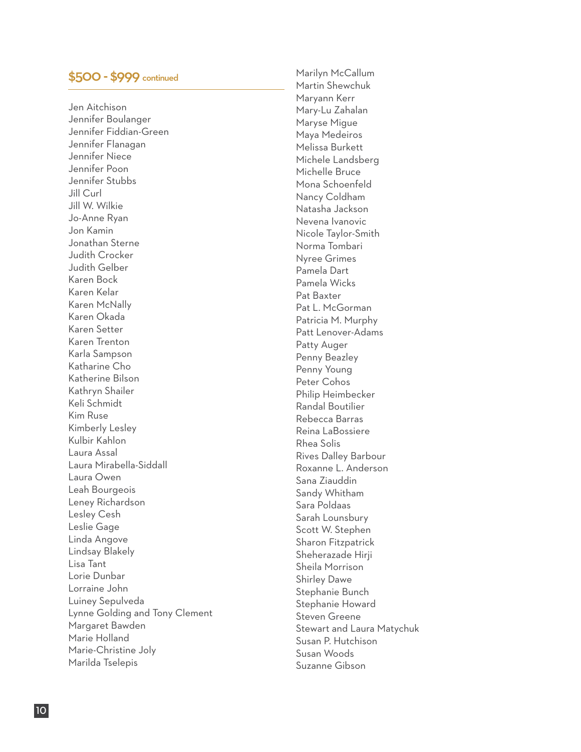## $500 - $999 continued

Jen Aitchison
Jennifer Boulanger
Jennifer Fiddian-Green
Jennifer Flanagan
Jennifer Niece
Jennifer Poon
Jennifer Stubbs
Jill Curl
Jill W. Wilkie
Jo-Anne Ryan
Jon Kamin
Jonathan Sterne
Judith Crocker
Judith Gelber
Karen Bock
Karen Kelar
Karen McNally
Karen Okada
Karen Setter
Karen Trenton
Karla Sampson
Katharine Cho
Katherine Bilson
Kathryn Shailer
Keli Schmidt
Kim Ruse
Kimberly Lesley
Kulbir Kahlon
Laura Assal
Laura Mirabella-Siddall
Laura Owen
Leah Bourgeois
Leney Richardson
Lesley Cesh
Leslie Gage
Linda Angove
Lindsay Blakely
Lisa Tant
Lorie Dunbar
Lorraine John
Luiney Sepulveda
Lynne Golding and Tony Clement
Margaret Bawden
Marie Holland
Marie-Christine Joly
Marilda Tselepis
Marilyn McCallum
Martin Shewchuk
Maryann Kerr
Mary-Lu Zahalan
Maryse Migue
Maya Medeiros
Melissa Burkett
Michele Landsberg
Michelle Bruce
Mona Schoenfeld
Nancy Coldham
Natasha Jackson
Nevena Ivanovic
Nicole Taylor-Smith
Norma Tombari
Nyree Grimes
Pamela Dart
Pamela Wicks
Pat Baxter
Pat L. McGorman
Patricia M. Murphy
Patt Lenover-Adams
Patty Auger
Penny Beazley
Penny Young
Peter Cohos
Philip Heimbecker
Randal Boutilier
Rebecca Barras
Reina LaBossiere
Rhea Solis
Rives Dalley Barbour
Roxanne L. Anderson
Sana Ziauddin
Sandy Whitham
Sara Poldaas
Sarah Lounsbury
Scott W. Stephen
Sharon Fitzpatrick
Sheherazade Hirji
Sheila Morrison
Shirley Dawe
Stephanie Bunch
Stephanie Howard
Steven Greene
Stewart and Laura Matychuk
Susan P. Hutchison
Susan Woods
Suzanne Gibson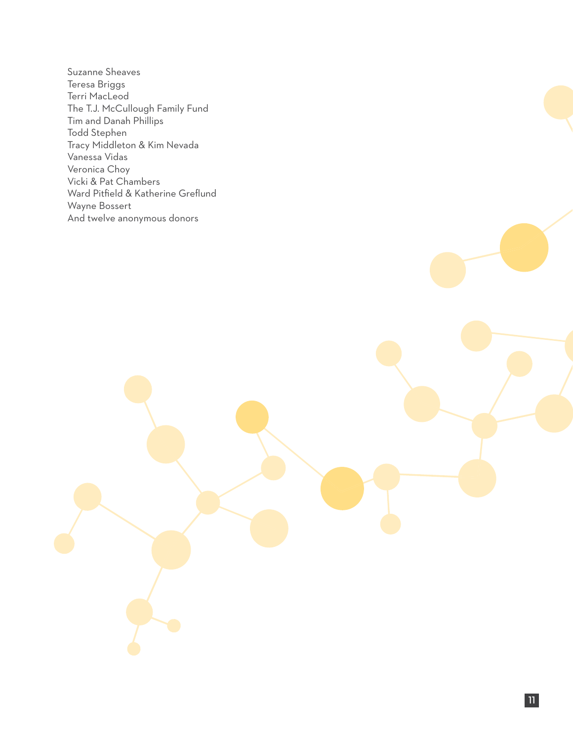Suzanne Sheaves
Teresa Briggs
Terri MacLeod
The T.J. McCullough Family Fund
Tim and Danah Phillips
Todd Stephen
Tracy Middleton & Kim Nevada
Vanessa Vidas
Veronica Choy
Vicki & Pat Chambers
Ward Pitfield & Katherine Greflund
Wayne Bossert
And twelve anonymous donors